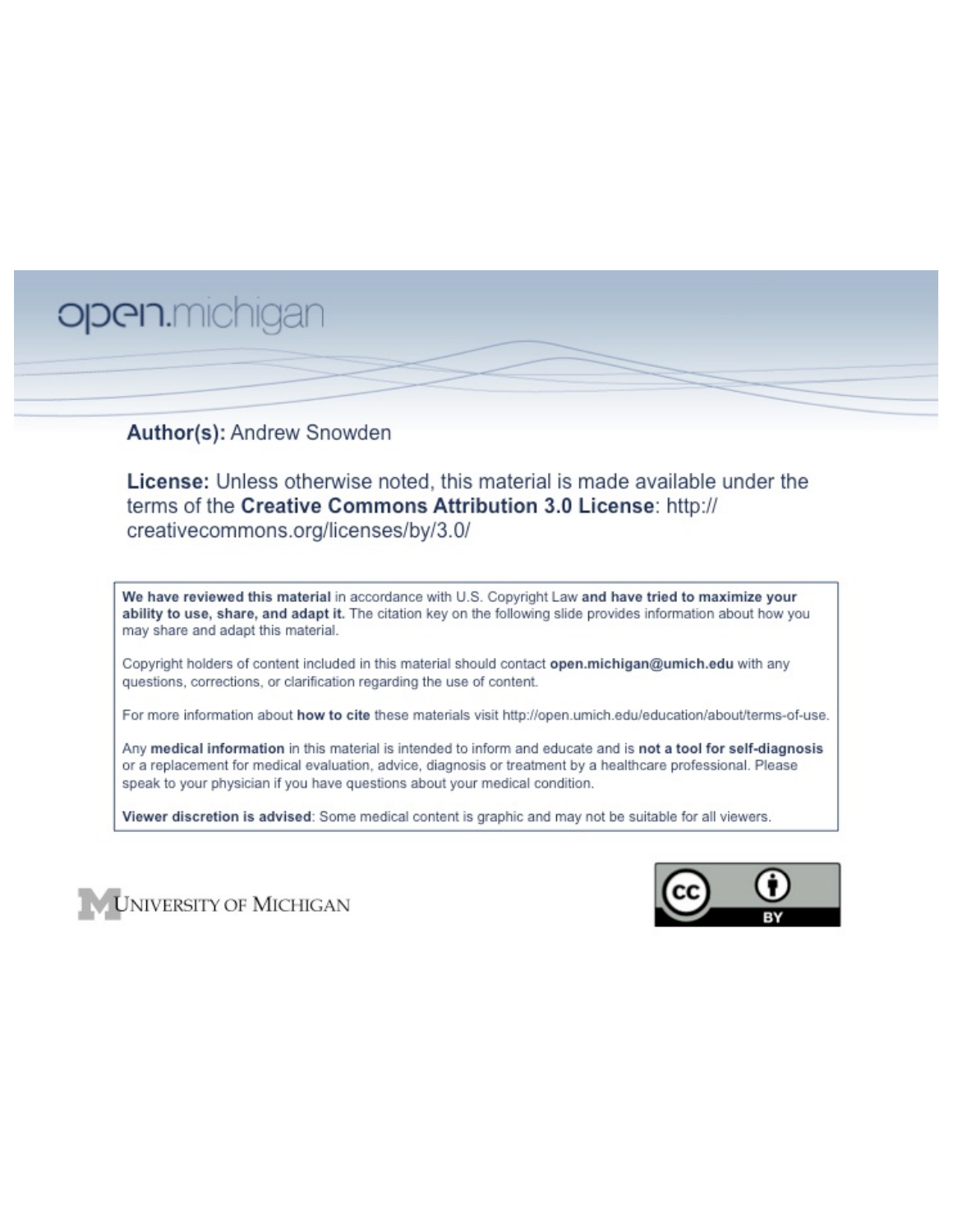open.michigan

**Author(s):** Andrew Snowden

**License:** Unless otherwise noted, this material is made available under the terms of the **Creative Commons Attribution 3.0 License**: http://creativecommons.org/licenses/by/3.0/

**We have reviewed this material** in accordance with U.S. Copyright Law **and have tried to maximize your ability to use, share, and adapt it.** The citation key on the following slide provides information about how you may share and adapt this material.

Copyright holders of content included in this material should contact **open.michigan@umich.edu** with any questions, corrections, or clarification regarding the use of content.

For more information about **how to cite** these materials visit http://open.umich.edu/education/about/terms-of-use.

Any **medical information** in this material is intended to inform and educate and is **not a tool for self-diagnosis** or a replacement for medical evaluation, advice, diagnosis or treatment by a healthcare professional. Please speak to your physician if you have questions about your medical condition.

**Viewer discretion is advised**: Some medical content is graphic and may not be suitable for all viewers.

UNIVERSITY OF MICHIGAN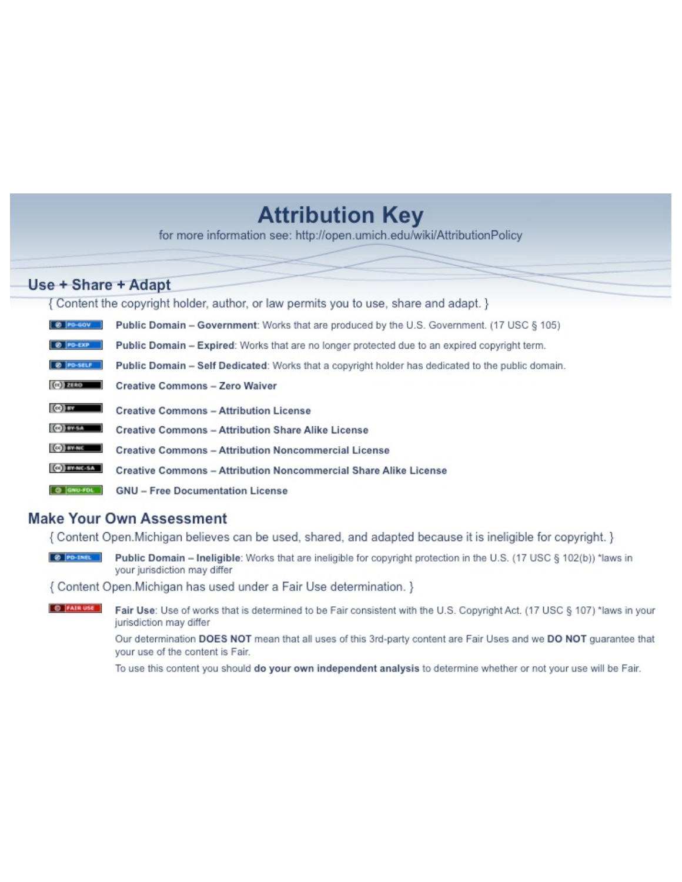# Attribution Key

for more information see: http://open.umich.edu/wiki/AttributionPolicy

## Use + Share + Adapt

{ Content the copyright holder, author, or law permits you to use, share and adapt. }

- PD-GOV **Public Domain – Government**: Works that are produced by the U.S. Government. (17 USC § 105)
- PD-EXP **Public Domain – Expired**: Works that are no longer protected due to an expired copyright term.
- PD-SELF **Public Domain – Self Dedicated**: Works that a copyright holder has dedicated to the public domain.
- ZERO **Creative Commons – Zero Waiver**
- BY **Creative Commons – Attribution License**
- BY-SA **Creative Commons – Attribution Share Alike License**
- BY-NC **Creative Commons – Attribution Noncommercial License**
- BY-NC-SA **Creative Commons – Attribution Noncommercial Share Alike License**
- GNU-FDL **GNU – Free Documentation License**

## Make Your Own Assessment

{ Content Open.Michigan believes can be used, shared, and adapted because it is ineligible for copyright. }

- PD-INEL **Public Domain – Ineligible**: Works that are ineligible for copyright protection in the U.S. (17 USC § 102(b)) *laws in your jurisdiction may differ

{ Content Open.Michigan has used under a Fair Use determination. }

- FAIR USE **Fair Use**: Use of works that is determined to be Fair consistent with the U.S. Copyright Act. (17 USC § 107) *laws in your jurisdiction may differ

  Our determination **DOES NOT** mean that all uses of this 3rd-party content are Fair Uses and we **DO NOT** guarantee that your use of the content is Fair.

  To use this content you should **do your own independent analysis** to determine whether or not your use will be Fair.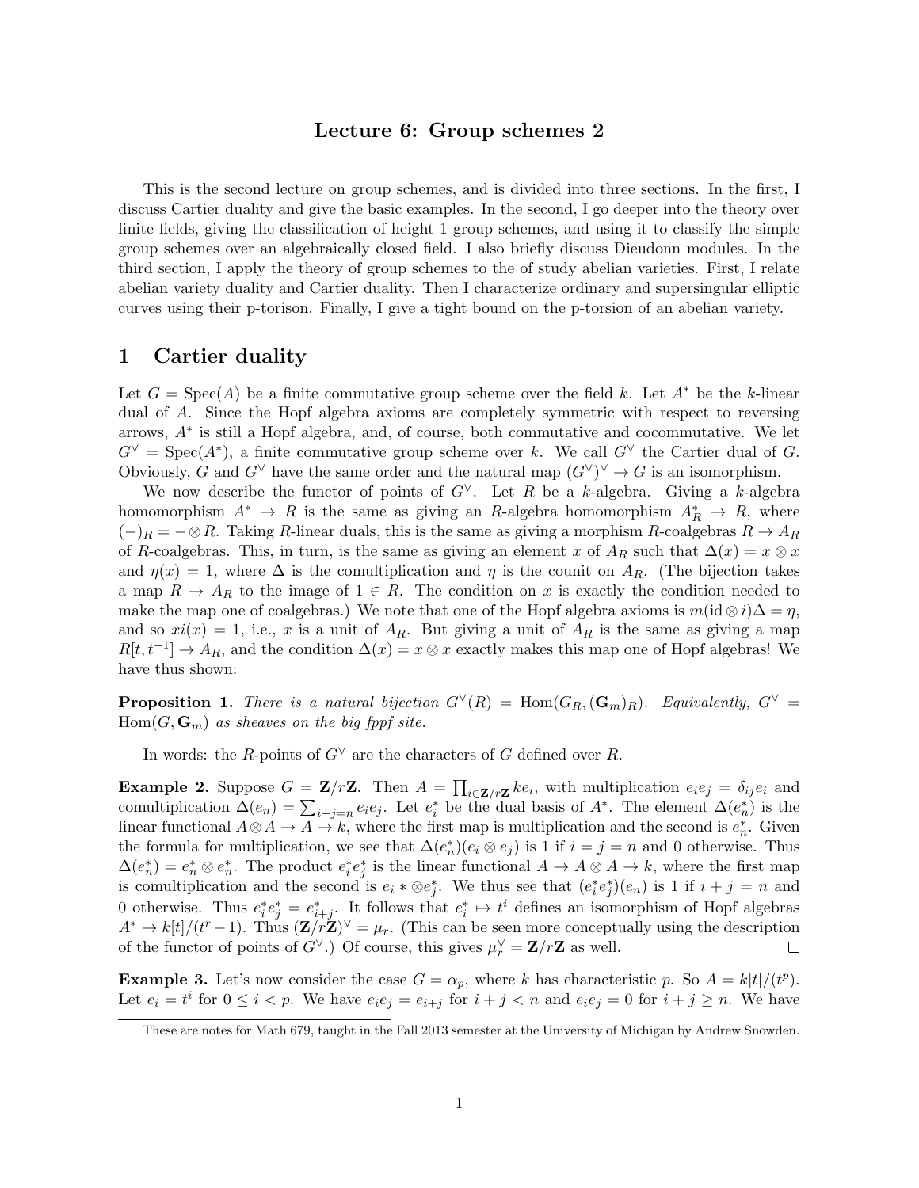# Lecture 6: Group schemes 2

This is the second lecture on group schemes, and is divided into three sections. In the first, I discuss Cartier duality and give the basic examples. In the second, I go deeper into the theory over finite fields, giving the classification of height 1 group schemes, and using it to classify the simple group schemes over an algebraically closed field. I also briefly discuss Dieudonn modules. In the third section, I apply the theory of group schemes to the of study abelian varieties. First, I relate abelian variety duality and Cartier duality. Then I characterize ordinary and supersingular elliptic curves using their p-torison. Finally, I give a tight bound on the p-torsion of an abelian variety.

## 1 Cartier duality

Let $G = \mathrm{Spec}(A)$ be a finite commutative group scheme over the field $k$. Let $A^*$ be the $k$-linear dual of $A$. Since the Hopf algebra axioms are completely symmetric with respect to reversing arrows, $A^*$ is still a Hopf algebra, and, of course, both commutative and cocommutative. We let $G^\vee = \mathrm{Spec}(A^*)$, a finite commutative group scheme over $k$. We call $G^\vee$ the Cartier dual of $G$. Obviously, $G$ and $G^\vee$ have the same order and the natural map $(G^\vee)^\vee \to G$ is an isomorphism.

We now describe the functor of points of $G^\vee$. Let $R$ be a $k$-algebra. Giving a $k$-algebra homomorphism $A^* \to R$ is the same as giving an $R$-algebra homomorphism $A^*_R \to R$, where $(-)_R = - \otimes R$. Taking $R$-linear duals, this is the same as giving a morphism $R$-coalgebras $R \to A_R$ of $R$-coalgebras. This, in turn, is the same as giving an element $x$ of $A_R$ such that $\Delta(x) = x \otimes x$ and $\eta(x) = 1$, where $\Delta$ is the comultiplication and $\eta$ is the counit on $A_R$. (The bijection takes a map $R \to A_R$ to the image of $1 \in R$. The condition on $x$ is exactly the condition needed to make the map one of coalgebras.) We note that one of the Hopf algebra axioms is $m(\mathrm{id} \otimes i)\Delta = \eta$, and so $xi(x) = 1$, i.e., $x$ is a unit of $A_R$. But giving a unit of $A_R$ is the same as giving a map $R[t, t^{-1}] \to A_R$, and the condition $\Delta(x) = x \otimes x$ exactly makes this map one of Hopf algebras! We have thus shown:

**Proposition 1.** *There is a natural bijection $G^\vee(R) = \mathrm{Hom}(G_R, (\mathbf{G}_m)_R)$. Equivalently, $G^\vee = \underline{\mathrm{Hom}}(G, \mathbf{G}_m)$ as sheaves on the big fppf site.*

In words: the $R$-points of $G^\vee$ are the characters of $G$ defined over $R$.

**Example 2.** Suppose $G = \mathbf{Z}/r\mathbf{Z}$. Then $A = \prod_{i \in \mathbf{Z}/r\mathbf{Z}} ke_i$, with multiplication $e_i e_j = \delta_{ij} e_i$ and comultiplication $\Delta(e_n) = \sum_{i+j=n} e_i e_j$. Let $e_i^*$ be the dual basis of $A^*$. The element $\Delta(e_n^*)$ is the linear functional $A \otimes A \to A \to k$, where the first map is multiplication and the second is $e_n^*$. Given the formula for multiplication, we see that $\Delta(e_n^*)(e_i \otimes e_j)$ is 1 if $i = j = n$ and 0 otherwise. Thus $\Delta(e_n^*) = e_n^* \otimes e_n^*$. The product $e_i^* e_j^*$ is the linear functional $A \to A \otimes A \to k$, where the first map is comultiplication and the second is $e_i * \otimes e_j^*$. We thus see that $(e_i^* e_j^*)(e_n)$ is 1 if $i + j = n$ and 0 otherwise. Thus $e_i^* e_j^* = e_{i+j}^*$. It follows that $e_i^* \mapsto t^i$ defines an isomorphism of Hopf algebras $A^* \to k[t]/(t^r - 1)$. Thus $(\mathbf{Z}/r\mathbf{Z})^\vee = \mu_r$. (This can be seen more conceptually using the description of the functor of points of $G^\vee$.) Of course, this gives $\mu_r^\vee = \mathbf{Z}/r\mathbf{Z}$ as well. $\square$

**Example 3.** Let's now consider the case $G = \alpha_p$, where $k$ has characteristic $p$. So $A = k[t]/(t^p)$. Let $e_i = t^i$ for $0 \le i < p$. We have $e_i e_j = e_{i+j}$ for $i + j < n$ and $e_i e_j = 0$ for $i + j \ge n$. We have

These are notes for Math 679, taught in the Fall 2013 semester at the University of Michigan by Andrew Snowden.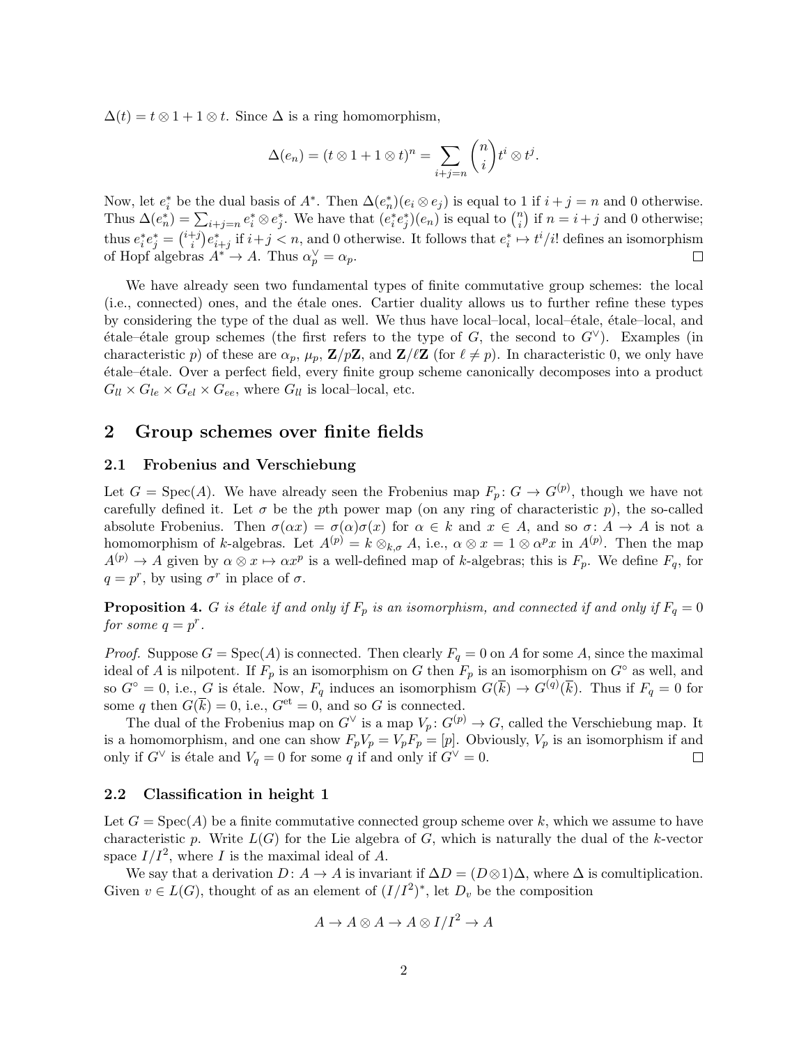$\Delta(t) = t \otimes 1 + 1 \otimes t$. Since $\Delta$ is a ring homomorphism,

$$\Delta(e_n) = (t \otimes 1 + 1 \otimes t)^n = \sum_{i+j=n} \binom{n}{i} t^i \otimes t^j.$$

Now, let $e_i^*$ be the dual basis of $A^*$. Then $\Delta(e_n^*)(e_i \otimes e_j)$ is equal to 1 if $i + j = n$ and 0 otherwise. Thus $\Delta(e_n^*) = \sum_{i+j=n} e_i^* \otimes e_j^*$. We have that $(e_i^* e_j^*)(e_n)$ is equal to $\binom{n}{i}$ if $n = i + j$ and 0 otherwise; thus $e_i^* e_j^* = \binom{i+j}{i} e_{i+j}^*$ if $i+j < n$, and 0 otherwise. It follows that $e_i^* \mapsto t^i/i!$ defines an isomorphism of Hopf algebras $A^* \to A$. Thus $\alpha_p^\vee = \alpha_p$. □

We have already seen two fundamental types of finite commutative group schemes: the local (i.e., connected) ones, and the étale ones. Cartier duality allows us to further refine these types by considering the type of the dual as well. We thus have local–local, local–étale, étale–local, and étale–étale group schemes (the first refers to the type of $G$, the second to $G^\vee$). Examples (in characteristic $p$) of these are $\alpha_p$, $\mu_p$, $\mathbf{Z}/p\mathbf{Z}$, and $\mathbf{Z}/\ell\mathbf{Z}$ (for $\ell \neq p$). In characteristic 0, we only have étale–étale. Over a perfect field, every finite group scheme canonically decomposes into a product $G_{ll} \times G_{le} \times G_{el} \times G_{ee}$, where $G_{ll}$ is local–local, etc.

## 2 Group schemes over finite fields

### 2.1 Frobenius and Verschiebung

Let $G = \mathrm{Spec}(A)$. We have already seen the Frobenius map $F_p \colon G \to G^{(p)}$, though we have not carefully defined it. Let $\sigma$ be the $p$th power map (on any ring of characteristic $p$), the so-called absolute Frobenius. Then $\sigma(\alpha x) = \sigma(\alpha)\sigma(x)$ for $\alpha \in k$ and $x \in A$, and so $\sigma \colon A \to A$ is not a homomorphism of $k$-algebras. Let $A^{(p)} = k \otimes_{k,\sigma} A$, i.e., $\alpha \otimes x = 1 \otimes \alpha^p x$ in $A^{(p)}$. Then the map $A^{(p)} \to A$ given by $\alpha \otimes x \mapsto \alpha x^p$ is a well-defined map of $k$-algebras; this is $F_p$. We define $F_q$, for $q = p^r$, by using $\sigma^r$ in place of $\sigma$.

**Proposition 4.** *$G$ is étale if and only if $F_p$ is an isomorphism, and connected if and only if $F_q = 0$ for some $q = p^r$.*

*Proof.* Suppose $G = \mathrm{Spec}(A)$ is connected. Then clearly $F_q = 0$ on $A$ for some $A$, since the maximal ideal of $A$ is nilpotent. If $F_p$ is an isomorphism on $G$ then $F_p$ is an isomorphism on $G^\circ$ as well, and so $G^\circ = 0$, i.e., $G$ is étale. Now, $F_q$ induces an isomorphism $G(\overline{k}) \to G^{(q)}(\overline{k})$. Thus if $F_q = 0$ for some $q$ then $G(\overline{k}) = 0$, i.e., $G^{\mathrm{et}} = 0$, and so $G$ is connected.

The dual of the Frobenius map on $G^\vee$ is a map $V_p \colon G^{(p)} \to G$, called the Verschiebung map. It is a homomorphism, and one can show $F_p V_p = V_p F_p = [p]$. Obviously, $V_p$ is an isomorphism if and only if $G^\vee$ is étale and $V_q = 0$ for some $q$ if and only if $G^\vee = 0$. □

### 2.2 Classification in height 1

Let $G = \mathrm{Spec}(A)$ be a finite commutative connected group scheme over $k$, which we assume to have characteristic $p$. Write $L(G)$ for the Lie algebra of $G$, which is naturally the dual of the $k$-vector space $I/I^2$, where $I$ is the maximal ideal of $A$.

We say that a derivation $D \colon A \to A$ is invariant if $\Delta D = (D \otimes 1)\Delta$, where $\Delta$ is comultiplication. Given $v \in L(G)$, thought of as an element of $(I/I^2)^*$, let $D_v$ be the composition

$$A \to A \otimes A \to A \otimes I/I^2 \to A$$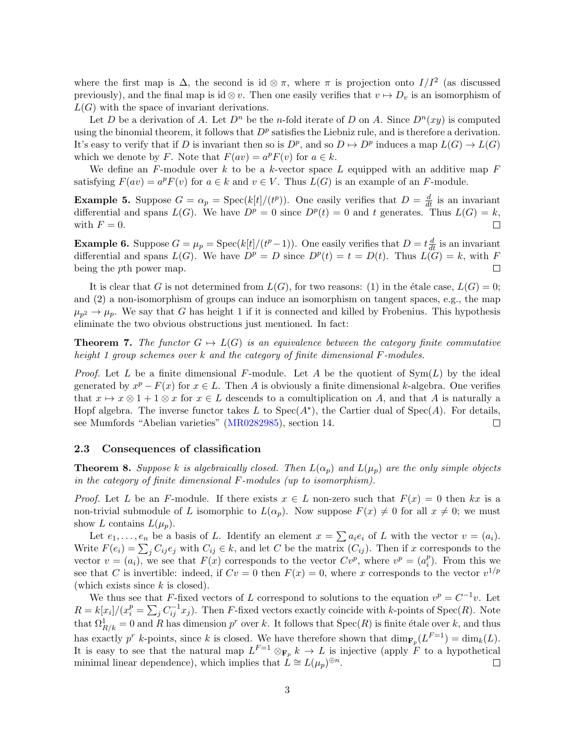where the first map is $\Delta$, the second is $\mathrm{id} \otimes \pi$, where $\pi$ is projection onto $I/I^2$ (as discussed previously), and the final map is $\mathrm{id} \otimes v$. Then one easily verifies that $v \mapsto D_v$ is an isomorphism of $L(G)$ with the space of invariant derivations.

Let $D$ be a derivation of $A$. Let $D^n$ be the $n$-fold iterate of $D$ on $A$. Since $D^n(xy)$ is computed using the binomial theorem, it follows that $D^p$ satisfies the Liebniz rule, and is therefore a derivation. It's easy to verify that if $D$ is invariant then so is $D^p$, and so $D \mapsto D^p$ induces a map $L(G) \to L(G)$ which we denote by $F$. Note that $F(av) = a^p F(v)$ for $a \in k$.

We define an $F$-module over $k$ to be a $k$-vector space $L$ equipped with an additive map $F$ satisfying $F(av) = a^p F(v)$ for $a \in k$ and $v \in V$. Thus $L(G)$ is an example of an $F$-module.

**Example 5.** Suppose $G = \alpha_p = \mathrm{Spec}(k[t]/(t^p))$. One easily verifies that $D = \frac{d}{dt}$ is an invariant differential and spans $L(G)$. We have $D^p = 0$ since $D^p(t) = 0$ and $t$ generates. Thus $L(G) = k$, with $F = 0$. □

**Example 6.** Suppose $G = \mu_p = \mathrm{Spec}(k[t]/(t^p - 1))$. One easily verifies that $D = t\frac{d}{dt}$ is an invariant differential and spans $L(G)$. We have $D^p = D$ since $D^p(t) = t = D(t)$. Thus $L(G) = k$, with $F$ being the $p$th power map. □

It is clear that $G$ is not determined from $L(G)$, for two reasons: (1) in the étale case, $L(G) = 0$; and (2) a non-isomorphism of groups can induce an isomorphism on tangent spaces, e.g., the map $\mu_{p^2} \to \mu_p$. We say that $G$ has height 1 if it is connected and killed by Frobenius. This hypothesis eliminate the two obvious obstructions just mentioned. In fact:

**Theorem 7.** *The functor $G \mapsto L(G)$ is an equivalence between the category finite commutative height 1 group schemes over $k$ and the category of finite dimensional $F$-modules.*

*Proof.* Let $L$ be a finite dimensional $F$-module. Let $A$ be the quotient of $\mathrm{Sym}(L)$ by the ideal generated by $x^p - F(x)$ for $x \in L$. Then $A$ is obviously a finite dimensional $k$-algebra. One verifies that $x \mapsto x \otimes 1 + 1 \otimes x$ for $x \in L$ descends to a comultiplication on $A$, and that $A$ is naturally a Hopf algebra. The inverse functor takes $L$ to $\mathrm{Spec}(A^*)$, the Cartier dual of $\mathrm{Spec}(A)$. For details, see Mumfords "Abelian varieties" (MR0282985), section 14. □

## 2.3 Consequences of classification

**Theorem 8.** *Suppose $k$ is algebraically closed. Then $L(\alpha_p)$ and $L(\mu_p)$ are the only simple objects in the category of finite dimensional $F$-modules (up to isomorphism).*

*Proof.* Let $L$ be an $F$-module. If there exists $x \in L$ non-zero such that $F(x) = 0$ then $kx$ is a non-trivial submodule of $L$ isomorphic to $L(\alpha_p)$. Now suppose $F(x) \neq 0$ for all $x \neq 0$; we must show $L$ contains $L(\mu_p)$.

Let $e_1, \ldots, e_n$ be a basis of $L$. Identify an element $x = \sum a_i e_i$ of $L$ with the vector $v = (a_i)$. Write $F(e_i) = \sum_j C_{ij} e_j$ with $C_{ij} \in k$, and let $C$ be the matrix $(C_{ij})$. Then if $x$ corresponds to the vector $v = (a_i)$, we see that $F(x)$ corresponds to the vector $Cv^p$, where $v^p = (a_i^p)$. From this we see that $C$ is invertible: indeed, if $Cv = 0$ then $F(x) = 0$, where $x$ corresponds to the vector $v^{1/p}$ (which exists since $k$ is closed).

We thus see that $F$-fixed vectors of $L$ correspond to solutions to the equation $v^p = C^{-1}v$. Let $R = k[x_i]/(x_i^p = \sum_j C_{ij}^{-1} x_j)$. Then $F$-fixed vectors exactly coincide with $k$-points of $\mathrm{Spec}(R)$. Note that $\Omega^1_{R/k} = 0$ and $R$ has dimension $p^r$ over $k$. It follows that $\mathrm{Spec}(R)$ is finite étale over $k$, and thus has exactly $p^r$ $k$-points, since $k$ is closed. We have therefore shown that $\dim_{\mathbf{F}_p}(L^{F=1}) = \dim_k(L)$. It is easy to see that the natural map $L^{F=1} \otimes_{\mathbf{F}_p} k \to L$ is injective (apply $F$ to a hypothetical minimal linear dependence), which implies that $L \cong L(\mu_p)^{\oplus n}$. □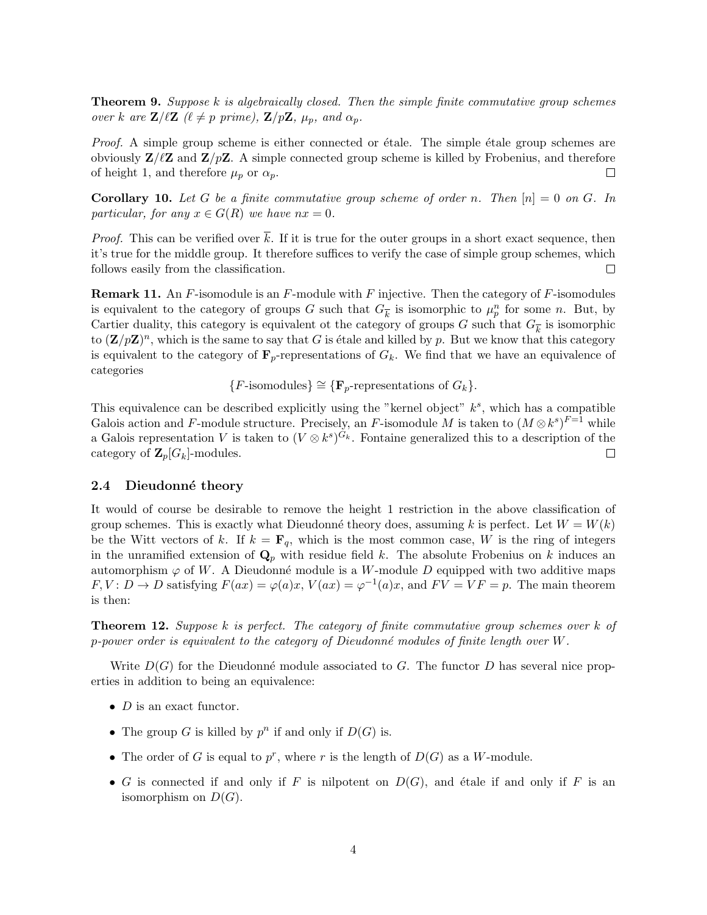**Theorem 9.** *Suppose $k$ is algebraically closed. Then the simple finite commutative group schemes over $k$ are $\mathbf{Z}/\ell\mathbf{Z}$ ($\ell \neq p$ prime), $\mathbf{Z}/p\mathbf{Z}$, $\mu_p$, and $\alpha_p$.*

*Proof.* A simple group scheme is either connected or étale. The simple étale group schemes are obviously $\mathbf{Z}/\ell\mathbf{Z}$ and $\mathbf{Z}/p\mathbf{Z}$. A simple connected group scheme is killed by Frobenius, and therefore of height 1, and therefore $\mu_p$ or $\alpha_p$. $\square$

**Corollary 10.** *Let $G$ be a finite commutative group scheme of order $n$. Then $[n] = 0$ on $G$. In particular, for any $x \in G(R)$ we have $nx = 0$.*

*Proof.* This can be verified over $\overline{k}$. If it is true for the outer groups in a short exact sequence, then it's true for the middle group. It therefore suffices to verify the case of simple group schemes, which follows easily from the classification. $\square$

**Remark 11.** An $F$-isomodule is an $F$-module with $F$ injective. Then the category of $F$-isomodules is equivalent to the category of groups $G$ such that $G_{\overline{k}}$ is isomorphic to $\mu_p^n$ for some $n$. But, by Cartier duality, this category is equivalent ot the category of groups $G$ such that $G_{\overline{k}}$ is isomorphic to $(\mathbf{Z}/p\mathbf{Z})^n$, which is the same to say that $G$ is étale and killed by $p$. But we know that this category is equivalent to the category of $\mathbf{F}_p$-representations of $G_k$. We find that we have an equivalence of categories

$$\{F\text{-isomodules}\} \cong \{\mathbf{F}_p\text{-representations of } G_k\}.$$

This equivalence can be described explicitly using the "kernel object" $k^s$, which has a compatible Galois action and $F$-module structure. Precisely, an $F$-isomodule $M$ is taken to $(M \otimes k^s)^{F=1}$ while a Galois representation $V$ is taken to $(V \otimes k^s)^{G_k}$. Fontaine generalized this to a description of the category of $\mathbf{Z}_p[G_k]$-modules. $\square$

## 2.4 Dieudonné theory

It would of course be desirable to remove the height 1 restriction in the above classification of group schemes. This is exactly what Dieudonné theory does, assuming $k$ is perfect. Let $W = W(k)$ be the Witt vectors of $k$. If $k = \mathbf{F}_q$, which is the most common case, $W$ is the ring of integers in the unramified extension of $\mathbf{Q}_p$ with residue field $k$. The absolute Frobenius on $k$ induces an automorphism $\varphi$ of $W$. A Dieudonné module is a $W$-module $D$ equipped with two additive maps $F, V \colon D \to D$ satisfying $F(ax) = \varphi(a)x$, $V(ax) = \varphi^{-1}(a)x$, and $FV = VF = p$. The main theorem is then:

**Theorem 12.** *Suppose $k$ is perfect. The category of finite commutative group schemes over $k$ of $p$-power order is equivalent to the category of Dieudonné modules of finite length over $W$.*

Write $D(G)$ for the Dieudonné module associated to $G$. The functor $D$ has several nice properties in addition to being an equivalence:

- $D$ is an exact functor.
- The group $G$ is killed by $p^n$ if and only if $D(G)$ is.
- The order of $G$ is equal to $p^r$, where $r$ is the length of $D(G)$ as a $W$-module.
- $G$ is connected if and only if $F$ is nilpotent on $D(G)$, and étale if and only if $F$ is an isomorphism on $D(G)$.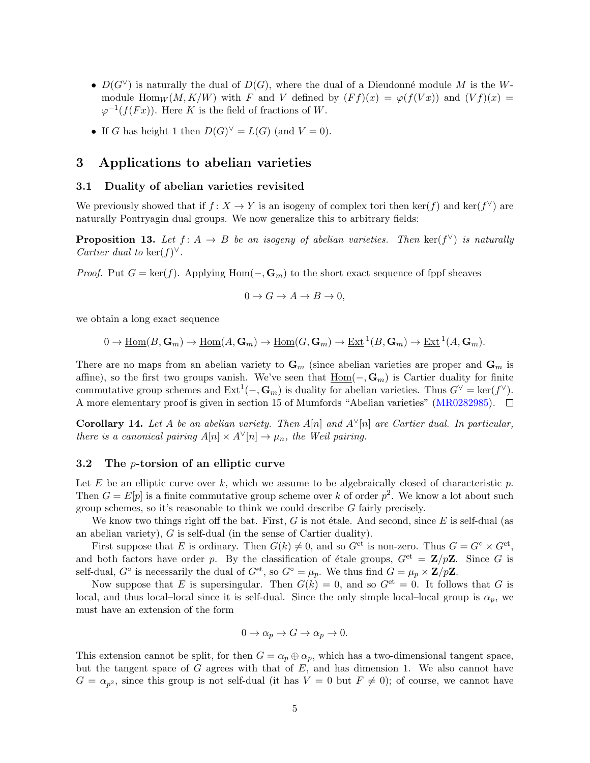- $D(G^\vee)$ is naturally the dual of $D(G)$, where the dual of a Dieudonné module $M$ is the $W$-module $\mathrm{Hom}_W(M, K/W)$ with $F$ and $V$ defined by $(Ff)(x) = \varphi(f(Vx))$ and $(Vf)(x) = \varphi^{-1}(f(Fx))$. Here $K$ is the field of fractions of $W$.
- If $G$ has height 1 then $D(G)^\vee = L(G)$ (and $V = 0$).

## 3 Applications to abelian varieties

### 3.1 Duality of abelian varieties revisited

We previously showed that if $f: X \to Y$ is an isogeny of complex tori then $\ker(f)$ and $\ker(f^\vee)$ are naturally Pontryagin dual groups. We now generalize this to arbitrary fields:

**Proposition 13.** *Let $f: A \to B$ be an isogeny of abelian varieties. Then $\ker(f^\vee)$ is naturally Cartier dual to $\ker(f)^\vee$.*

*Proof.* Put $G = \ker(f)$. Applying $\underline{\mathrm{Hom}}(-, \mathbf{G}_m)$ to the short exact sequence of fppf sheaves

$$0 \to G \to A \to B \to 0,$$

we obtain a long exact sequence

$$0 \to \underline{\mathrm{Hom}}(B, \mathbf{G}_m) \to \underline{\mathrm{Hom}}(A, \mathbf{G}_m) \to \underline{\mathrm{Hom}}(G, \mathbf{G}_m) \to \underline{\mathrm{Ext}}^1(B, \mathbf{G}_m) \to \underline{\mathrm{Ext}}^1(A, \mathbf{G}_m).$$

There are no maps from an abelian variety to $\mathbf{G}_m$ (since abelian varieties are proper and $\mathbf{G}_m$ is affine), so the first two groups vanish. We've seen that $\underline{\mathrm{Hom}}(-, \mathbf{G}_m)$ is Cartier duality for finite commutative group schemes and $\underline{\mathrm{Ext}}^1(-, \mathbf{G}_m)$ is duality for abelian varieties. Thus $G^\vee = \ker(f^\vee)$. A more elementary proof is given in section 15 of Mumfords "Abelian varieties" (MR0282985). $\square$

**Corollary 14.** *Let $A$ be an abelian variety. Then $A[n]$ and $A^\vee[n]$ are Cartier dual. In particular, there is a canonical pairing $A[n] \times A^\vee[n] \to \mu_n$, the Weil pairing.*

### 3.2 The $p$-torsion of an elliptic curve

Let $E$ be an elliptic curve over $k$, which we assume to be algebraically closed of characteristic $p$. Then $G = E[p]$ is a finite commutative group scheme over $k$ of order $p^2$. We know a lot about such group schemes, so it's reasonable to think we could describe $G$ fairly precisely.

We know two things right off the bat. First, $G$ is not étale. And second, since $E$ is self-dual (as an abelian variety), $G$ is self-dual (in the sense of Cartier duality).

First suppose that $E$ is ordinary. Then $G(k) \neq 0$, and so $G^{\mathrm{et}}$ is non-zero. Thus $G = G^\circ \times G^{\mathrm{et}}$, and both factors have order $p$. By the classification of étale groups, $G^{\mathrm{et}} = \mathbf{Z}/p\mathbf{Z}$. Since $G$ is self-dual, $G^\circ$ is necessarily the dual of $G^{\mathrm{et}}$, so $G^\circ = \mu_p$. We thus find $G = \mu_p \times \mathbf{Z}/p\mathbf{Z}$.

Now suppose that $E$ is supersingular. Then $G(k) = 0$, and so $G^{\mathrm{et}} = 0$. It follows that $G$ is local, and thus local–local since it is self-dual. Since the only simple local–local group is $\alpha_p$, we must have an extension of the form

$$0 \to \alpha_p \to G \to \alpha_p \to 0.$$

This extension cannot be split, for then $G = \alpha_p \oplus \alpha_p$, which has a two-dimensional tangent space, but the tangent space of $G$ agrees with that of $E$, and has dimension 1. We also cannot have $G = \alpha_{p^2}$, since this group is not self-dual (it has $V = 0$ but $F \neq 0$); of course, we cannot have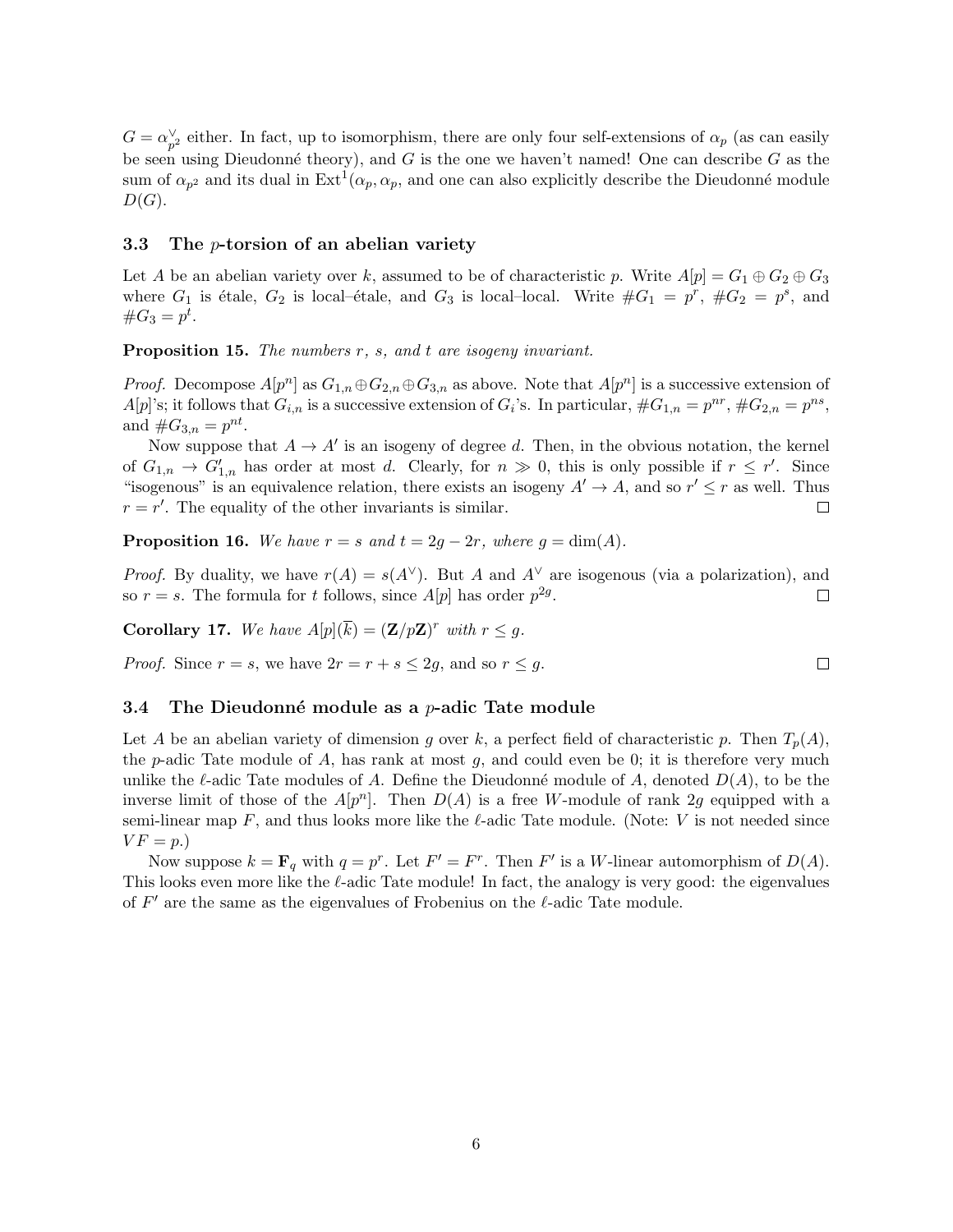$G = \alpha_{p^2}^\vee$ either. In fact, up to isomorphism, there are only four self-extensions of $\alpha_p$ (as can easily be seen using Dieudonné theory), and $G$ is the one we haven't named! One can describe $G$ as the sum of $\alpha_{p^2}$ and its dual in $\mathrm{Ext}^1(\alpha_p, \alpha_p$, and one can also explicitly describe the Dieudonné module $D(G)$.

### 3.3 The $p$-torsion of an abelian variety

Let $A$ be an abelian variety over $k$, assumed to be of characteristic $p$. Write $A[p] = G_1 \oplus G_2 \oplus G_3$ where $G_1$ is étale, $G_2$ is local–étale, and $G_3$ is local–local. Write $\# G_1 = p^r$, $\# G_2 = p^s$, and $\# G_3 = p^t$.

**Proposition 15.** *The numbers $r$, $s$, and $t$ are isogeny invariant.*

*Proof.* Decompose $A[p^n]$ as $G_{1,n} \oplus G_{2,n} \oplus G_{3,n}$ as above. Note that $A[p^n]$ is a successive extension of $A[p]$'s; it follows that $G_{i,n}$ is a successive extension of $G_i$'s. In particular, $\# G_{1,n} = p^{nr}$, $\# G_{2,n} = p^{ns}$, and $\# G_{3,n} = p^{nt}$.

Now suppose that $A \to A'$ is an isogeny of degree $d$. Then, in the obvious notation, the kernel of $G_{1,n} \to G'_{1,n}$ has order at most $d$. Clearly, for $n \gg 0$, this is only possible if $r \le r'$. Since "isogenous" is an equivalence relation, there exists an isogeny $A' \to A$, and so $r' \le r$ as well. Thus $r = r'$. The equality of the other invariants is similar. $\square$

**Proposition 16.** *We have $r = s$ and $t = 2g - 2r$, where $g = \dim(A)$.*

*Proof.* By duality, we have $r(A) = s(A^\vee)$. But $A$ and $A^\vee$ are isogenous (via a polarization), and so $r = s$. The formula for $t$ follows, since $A[p]$ has order $p^{2g}$. $\square$

**Corollary 17.** *We have $A[p](\overline{k}) = (\mathbf{Z}/p\mathbf{Z})^r$ with $r \le g$.*

*Proof.* Since $r = s$, we have $2r = r + s \le 2g$, and so $r \le g$. $\square$

### 3.4 The Dieudonné module as a $p$-adic Tate module

Let $A$ be an abelian variety of dimension $g$ over $k$, a perfect field of characteristic $p$. Then $T_p(A)$, the $p$-adic Tate module of $A$, has rank at most $g$, and could even be 0; it is therefore very much unlike the $\ell$-adic Tate modules of $A$. Define the Dieudonné module of $A$, denoted $D(A)$, to be the inverse limit of those of the $A[p^n]$. Then $D(A)$ is a free $W$-module of rank $2g$ equipped with a semi-linear map $F$, and thus looks more like the $\ell$-adic Tate module. (Note: $V$ is not needed since $VF = p$.)

Now suppose $k = \mathbf{F}_q$ with $q = p^r$. Let $F' = F^r$. Then $F'$ is a $W$-linear automorphism of $D(A)$. This looks even more like the $\ell$-adic Tate module! In fact, the analogy is very good: the eigenvalues of $F'$ are the same as the eigenvalues of Frobenius on the $\ell$-adic Tate module.